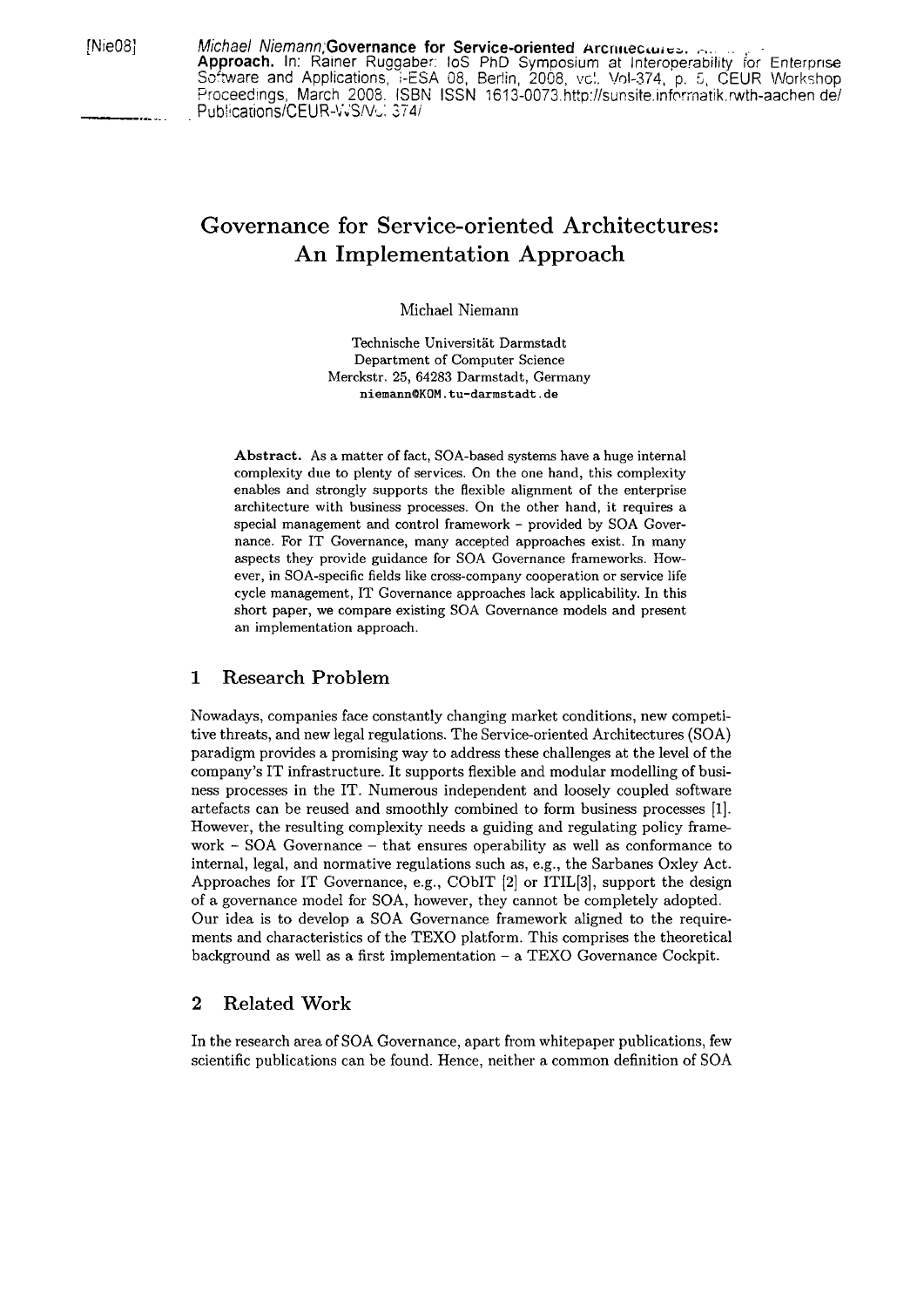[Nie08] *Michael Niemann*;**Governance for Service-oriented Architectures: An Implementation Approach.** In: Rainer Ruggaber: IoS PhD Symposium at Interoperability for Enterprise Software and Applications, i-ESA 08, Berlin, 2008, vol. Vol-374, p. 5, CEUR Workshop Proceedings, March 2008. ISBN ISSN 1613-0073.http://sunsite.informatik.rwth-aachen.de/Publications/CEUR-WS/Vol-374/

# Governance for Service-oriented Architectures: An Implementation Approach

Michael Niemann

Technische Universität Darmstadt
Department of Computer Science
Merckstr. 25, 64283 Darmstadt, Germany
niemann@KOM.tu-darmstadt.de

**Abstract.** As a matter of fact, SOA-based systems have a huge internal complexity due to plenty of services. On the one hand, this complexity enables and strongly supports the flexible alignment of the enterprise architecture with business processes. On the other hand, it requires a special management and control framework – provided by SOA Governance. For IT Governance, many accepted approaches exist. In many aspects they provide guidance for SOA Governance frameworks. However, in SOA-specific fields like cross-company cooperation or service life cycle management, IT Governance approaches lack applicability. In this short paper, we compare existing SOA Governance models and present an implementation approach.

## 1 Research Problem

Nowadays, companies face constantly changing market conditions, new competitive threats, and new legal regulations. The Service-oriented Architectures (SOA) paradigm provides a promising way to address these challenges at the level of the company's IT infrastructure. It supports flexible and modular modelling of business processes in the IT. Numerous independent and loosely coupled software artefacts can be reused and smoothly combined to form business processes [1]. However, the resulting complexity needs a guiding and regulating policy framework – SOA Governance – that ensures operability as well as conformance to internal, legal, and normative regulations such as, e.g., the Sarbanes Oxley Act. Approaches for IT Governance, e.g., CObIT [2] or ITIL[3], support the design of a governance model for SOA, however, they cannot be completely adopted.
Our idea is to develop a SOA Governance framework aligned to the requirements and characteristics of the TEXO platform. This comprises the theoretical background as well as a first implementation – a TEXO Governance Cockpit.

## 2 Related Work

In the research area of SOA Governance, apart from whitepaper publications, few scientific publications can be found. Hence, neither a common definition of SOA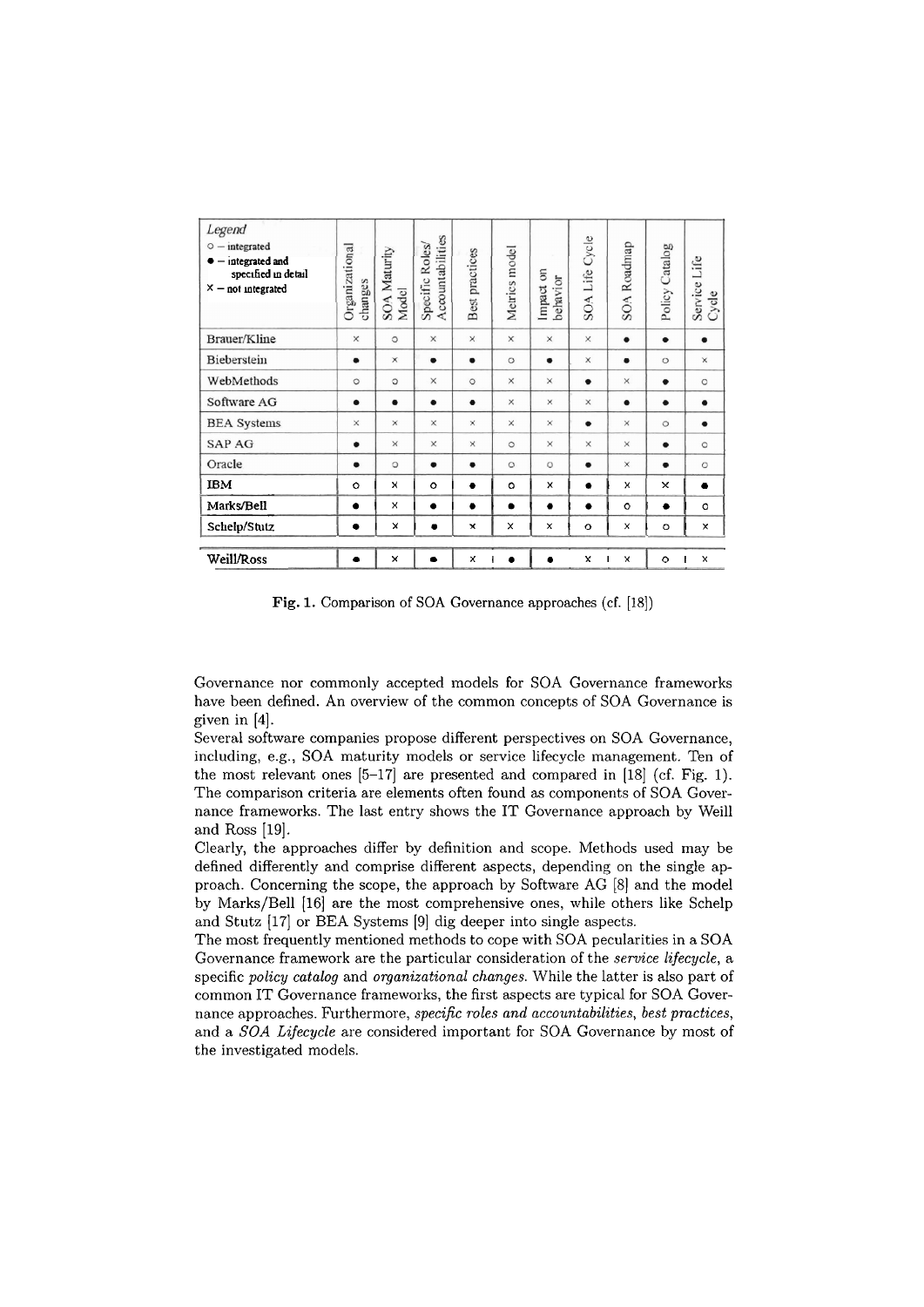| Legend<br>○ – integrated<br>● – integrated and specified in detail<br>× – not integrated | Organizational changes | SOA Maturity Model | Specific Roles/ Accountabilities | Best practices | Metrics model | Impact on behavior | SOA Life Cycle | SOA Roadmap | Policy Catalog | Service Life Cycle |
|---|---|---|---|---|---|---|---|---|---|---|
| Brauer/Kline | × | ○ | × | × | × | × | × | ● | ● | ● |
| Bieberstein | ● | × | ● | ● | ○ | ● | × | ● | ○ | × |
| WebMethods | ○ | ○ | × | ○ | × | × | ● | × | ● | ○ |
| Software AG | ● | ● | ● | ● | × | × | × | ● | ● | ● |
| BEA Systems | × | × | × | × | × | × | ● | × | ○ | ● |
| SAP AG | ● | × | × | × | ○ | × | × | × | ● | ○ |
| Oracle | ● | ○ | ● | ● | ○ | ○ | ● | × | ● | ○ |
| IBM | ○ | × | ○ | ● | ○ | × | ● | × | × | ● |
| Marks/Bell | ● | × | ● | ● | ● | ● | ● | ○ | ● | ○ |
| Schelp/Stutz | ● | × | ● | × | × | × | ○ | × | ○ | × |
| Weill/Ross | ● | × | ● | × | ● | ● | × | × | ○ | × |

**Fig. 1.** Comparison of SOA Governance approaches (cf. [18])

Governance nor commonly accepted models for SOA Governance frameworks have been defined. An overview of the common concepts of SOA Governance is given in [4].

Several software companies propose different perspectives on SOA Governance, including, e.g., SOA maturity models or service lifecycle management. Ten of the most relevant ones [5–17] are presented and compared in [18] (cf. Fig. 1). The comparison criteria are elements often found as components of SOA Governance frameworks. The last entry shows the IT Governance approach by Weill and Ross [19].

Clearly, the approaches differ by definition and scope. Methods used may be defined differently and comprise different aspects, depending on the single approach. Concerning the scope, the approach by Software AG [8] and the model by Marks/Bell [16] are the most comprehensive ones, while others like Schelp and Stutz [17] or BEA Systems [9] dig deeper into single aspects.

The most frequently mentioned methods to cope with SOA pecularities in a SOA Governance framework are the particular consideration of the *service lifecycle*, a specific *policy catalog* and *organizational changes*. While the latter is also part of common IT Governance frameworks, the first aspects are typical for SOA Governance approaches. Furthermore, *specific roles and accountabilities*, *best practices*, and a *SOA Lifecycle* are considered important for SOA Governance by most of the investigated models.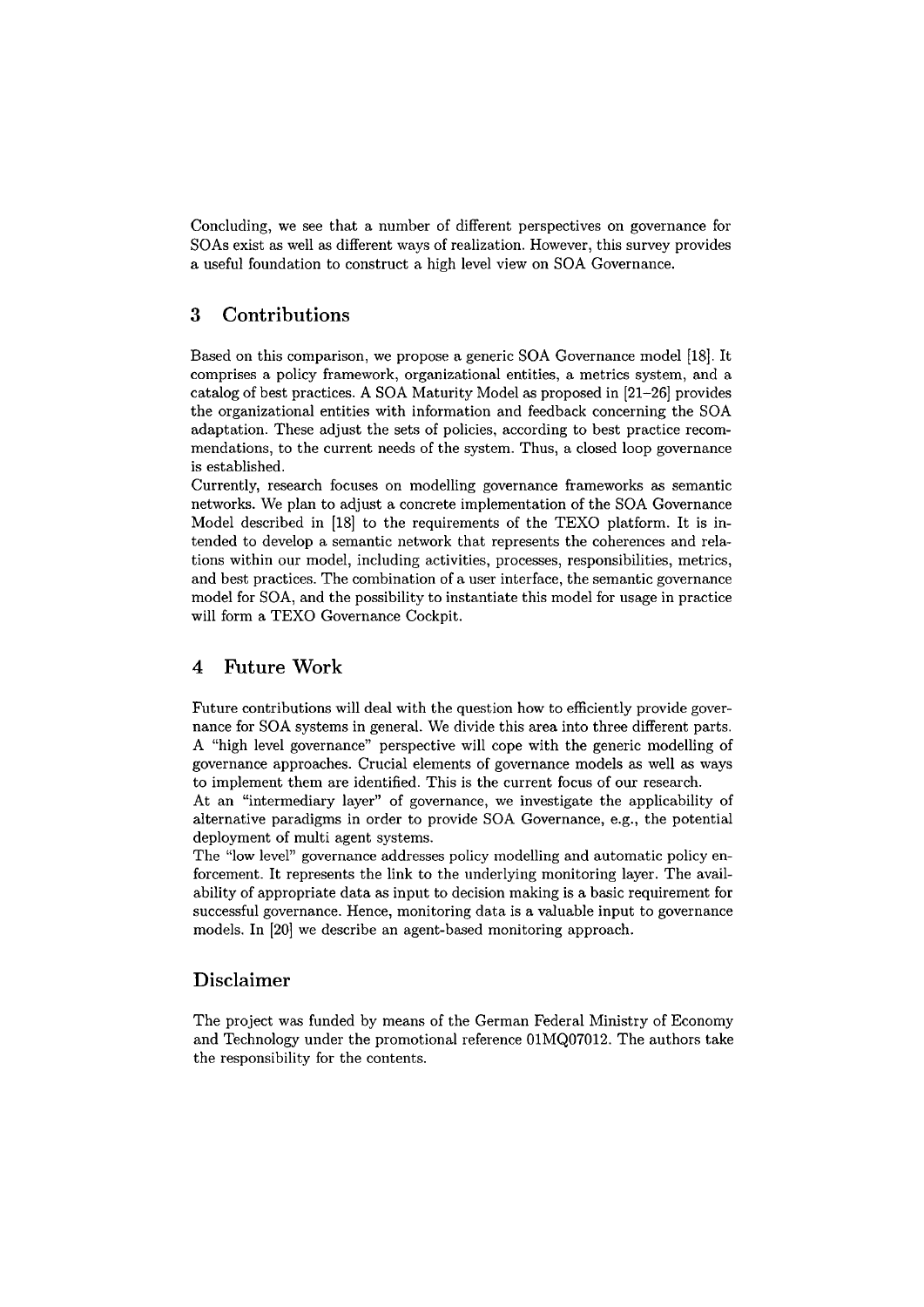Concluding, we see that a number of different perspectives on governance for SOAs exist as well as different ways of realization. However, this survey provides a useful foundation to construct a high level view on SOA Governance.

## 3 Contributions

Based on this comparison, we propose a generic SOA Governance model [18]. It comprises a policy framework, organizational entities, a metrics system, and a catalog of best practices. A SOA Maturity Model as proposed in [21–26] provides the organizational entities with information and feedback concerning the SOA adaptation. These adjust the sets of policies, according to best practice recommendations, to the current needs of the system. Thus, a closed loop governance is established.

Currently, research focuses on modelling governance frameworks as semantic networks. We plan to adjust a concrete implementation of the SOA Governance Model described in [18] to the requirements of the TEXO platform. It is intended to develop a semantic network that represents the coherences and relations within our model, including activities, processes, responsibilities, metrics, and best practices. The combination of a user interface, the semantic governance model for SOA, and the possibility to instantiate this model for usage in practice will form a TEXO Governance Cockpit.

## 4 Future Work

Future contributions will deal with the question how to efficiently provide governance for SOA systems in general. We divide this area into three different parts. A "high level governance" perspective will cope with the generic modelling of governance approaches. Crucial elements of governance models as well as ways to implement them are identified. This is the current focus of our research.

At an "intermediary layer" of governance, we investigate the applicability of alternative paradigms in order to provide SOA Governance, e.g., the potential deployment of multi agent systems.

The "low level" governance addresses policy modelling and automatic policy enforcement. It represents the link to the underlying monitoring layer. The availability of appropriate data as input to decision making is a basic requirement for successful governance. Hence, monitoring data is a valuable input to governance models. In [20] we describe an agent-based monitoring approach.

## Disclaimer

The project was funded by means of the German Federal Ministry of Economy and Technology under the promotional reference 01MQ07012. The authors take the responsibility for the contents.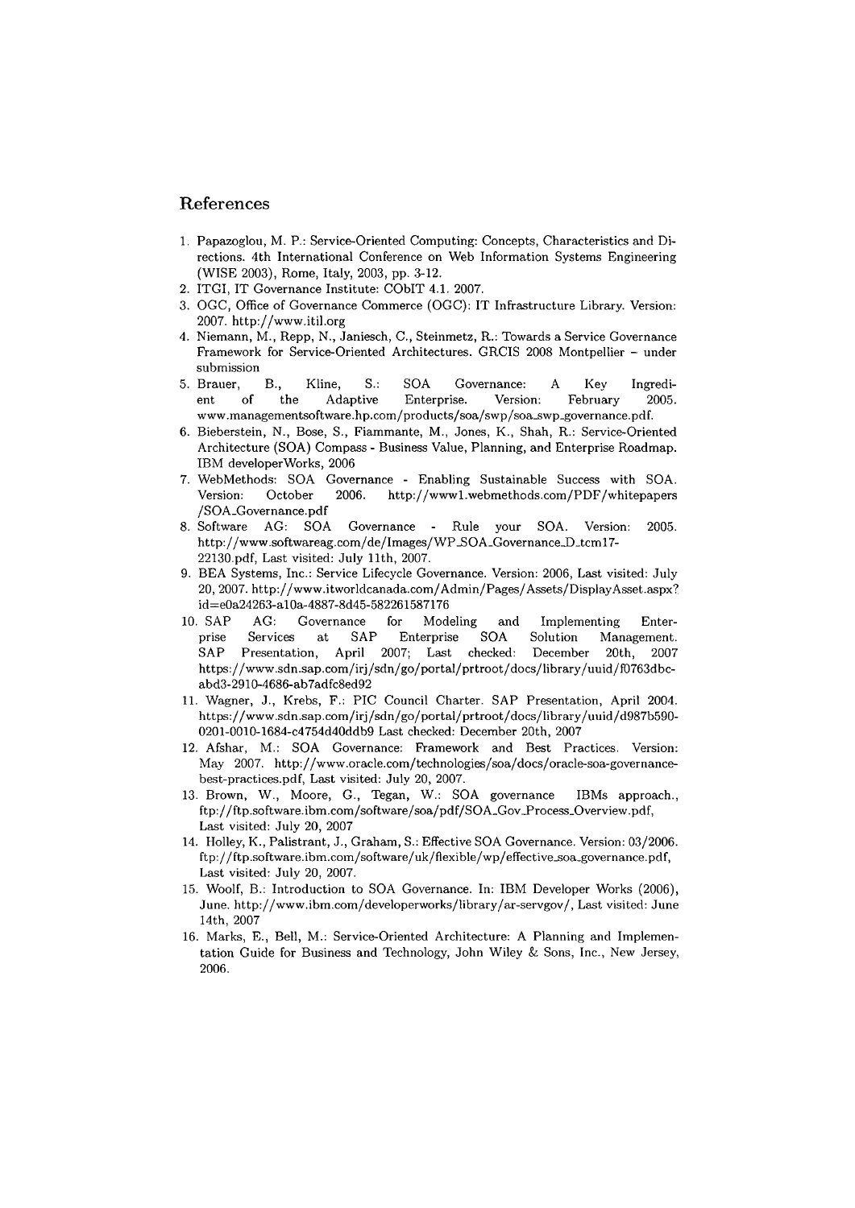## References

1. Papazoglou, M. P.: Service-Oriented Computing: Concepts, Characteristics and Directions. 4th International Conference on Web Information Systems Engineering (WISE 2003), Rome, Italy, 2003, pp. 3-12.
2. ITGI, IT Governance Institute: CObIT 4.1. 2007.
3. OGC, Office of Governance Commerce (OGC): IT Infrastructure Library. Version: 2007. http://www.itil.org
4. Niemann, M., Repp, N., Janiesch, C., Steinmetz, R.: Towards a Service Governance Framework for Service-Oriented Architectures. GRCIS 2008 Montpellier – under submission
5. Brauer, B., Kline, S.: SOA Governance: A Key Ingredient of the Adaptive Enterprise. Version: February 2005. www.managementsoftware.hp.com/products/soa/swp/soa_swp_governance.pdf.
6. Bieberstein, N., Bose, S., Fiammante, M., Jones, K., Shah, R.: Service-Oriented Architecture (SOA) Compass - Business Value, Planning, and Enterprise Roadmap. IBM developerWorks, 2006
7. WebMethods: SOA Governance - Enabling Sustainable Success with SOA. Version: October 2006. http://www1.webmethods.com/PDF/whitepapers /SOA_Governance.pdf
8. Software AG: SOA Governance - Rule your SOA. Version: 2005. http://www.softwareag.com/de/Images/WP_SOA_Governance_D_tcm17-22130.pdf, Last visited: July 11th, 2007.
9. BEA Systems, Inc.: Service Lifecycle Governance. Version: 2006, Last visited: July 20, 2007. http://www.itworldcanada.com/Admin/Pages/Assets/DisplayAsset.aspx?id=e0a24263-a10a-4887-8d45-582261587176
10. SAP AG: Governance for Modeling and Implementing Enterprise Services at SAP Enterprise SOA Solution Management. SAP Presentation, April 2007; Last checked: December 20th, 2007 https://www.sdn.sap.com/irj/sdn/go/portal/prtroot/docs/library/uuid/f0763dbc-abd3-2910-4686-ab7adfc8ed92
11. Wagner, J., Krebs, F.: PIC Council Charter. SAP Presentation, April 2004. https://www.sdn.sap.com/irj/sdn/go/portal/prtroot/docs/library/uuid/d987b590-0201-0010-1684-c4754d40ddb9 Last checked: December 20th, 2007
12. Afshar, M.: SOA Governance: Framework and Best Practices. Version: May 2007. http://www.oracle.com/technologies/soa/docs/oracle-soa-governance-best-practices.pdf, Last visited: July 20, 2007.
13. Brown, W., Moore, G., Tegan, W.: SOA governance IBMs approach., ftp://ftp.software.ibm.com/software/soa/pdf/SOA_Gov_Process_Overview.pdf, Last visited: July 20, 2007
14. Holley, K., Palistrant, J., Graham, S.: Effective SOA Governance. Version: 03/2006. ftp://ftp.software.ibm.com/software/uk/flexible/wp/effective_soa_governance.pdf, Last visited: July 20, 2007.
15. Woolf, B.: Introduction to SOA Governance. In: IBM Developer Works (2006), June. http://www.ibm.com/developerworks/library/ar-servgov/, Last visited: June 14th, 2007
16. Marks, E., Bell, M.: Service-Oriented Architecture: A Planning and Implementation Guide for Business and Technology, John Wiley & Sons, Inc., New Jersey, 2006.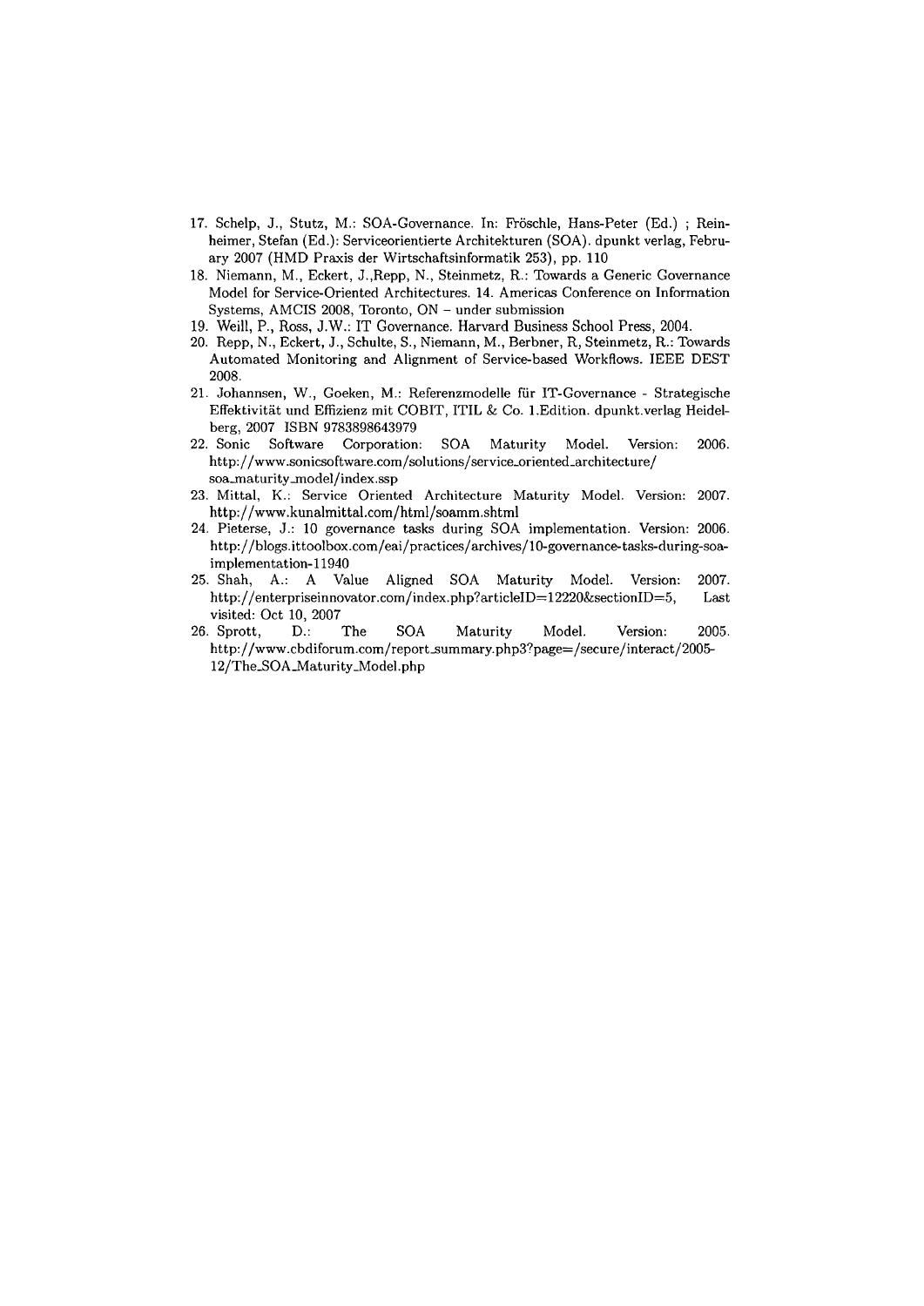17. Schelp, J., Stutz, M.: SOA-Governance. In: Fröschle, Hans-Peter (Ed.) ; Reinheimer, Stefan (Ed.): Serviceorientierte Architekturen (SOA). dpunkt verlag, February 2007 (HMD Praxis der Wirtschaftsinformatik 253), pp. 110
18. Niemann, M., Eckert, J.,Repp, N., Steinmetz, R.: Towards a Generic Governance Model for Service-Oriented Architectures. 14. Americas Conference on Information Systems, AMCIS 2008, Toronto, ON – under submission
19. Weill, P., Ross, J.W.: IT Governance. Harvard Business School Press, 2004.
20. Repp, N., Eckert, J., Schulte, S., Niemann, M., Berbner, R, Steinmetz, R.: Towards Automated Monitoring and Alignment of Service-based Workflows. IEEE DEST 2008.
21. Johannsen, W., Goeken, M.: Referenzmodelle für IT-Governance - Strategische Effektivität und Effizienz mit COBIT, ITIL & Co. 1.Edition. dpunkt.verlag Heidelberg, 2007 ISBN 9783898643979
22. Sonic Software Corporation: SOA Maturity Model. Version: 2006. http://www.sonicsoftware.com/solutions/service_oriented_architecture/soa_maturity_model/index.ssp
23. Mittal, K.: Service Oriented Architecture Maturity Model. Version: 2007. http://www.kunalmittal.com/html/soamm.shtml
24. Pieterse, J.: 10 governance tasks during SOA implementation. Version: 2006. http://blogs.ittoolbox.com/eai/practices/archives/10-governance-tasks-during-soa-implementation-11940
25. Shah, A.: A Value Aligned SOA Maturity Model. Version: 2007. http://enterpriseinnovator.com/index.php?articleID=12220&sectionID=5, Last visited: Oct 10, 2007
26. Sprott, D.: The SOA Maturity Model. Version: 2005. http://www.cbdiforum.com/report_summary.php3?page=/secure/interact/2005-12/The_SOA_Maturity_Model.php